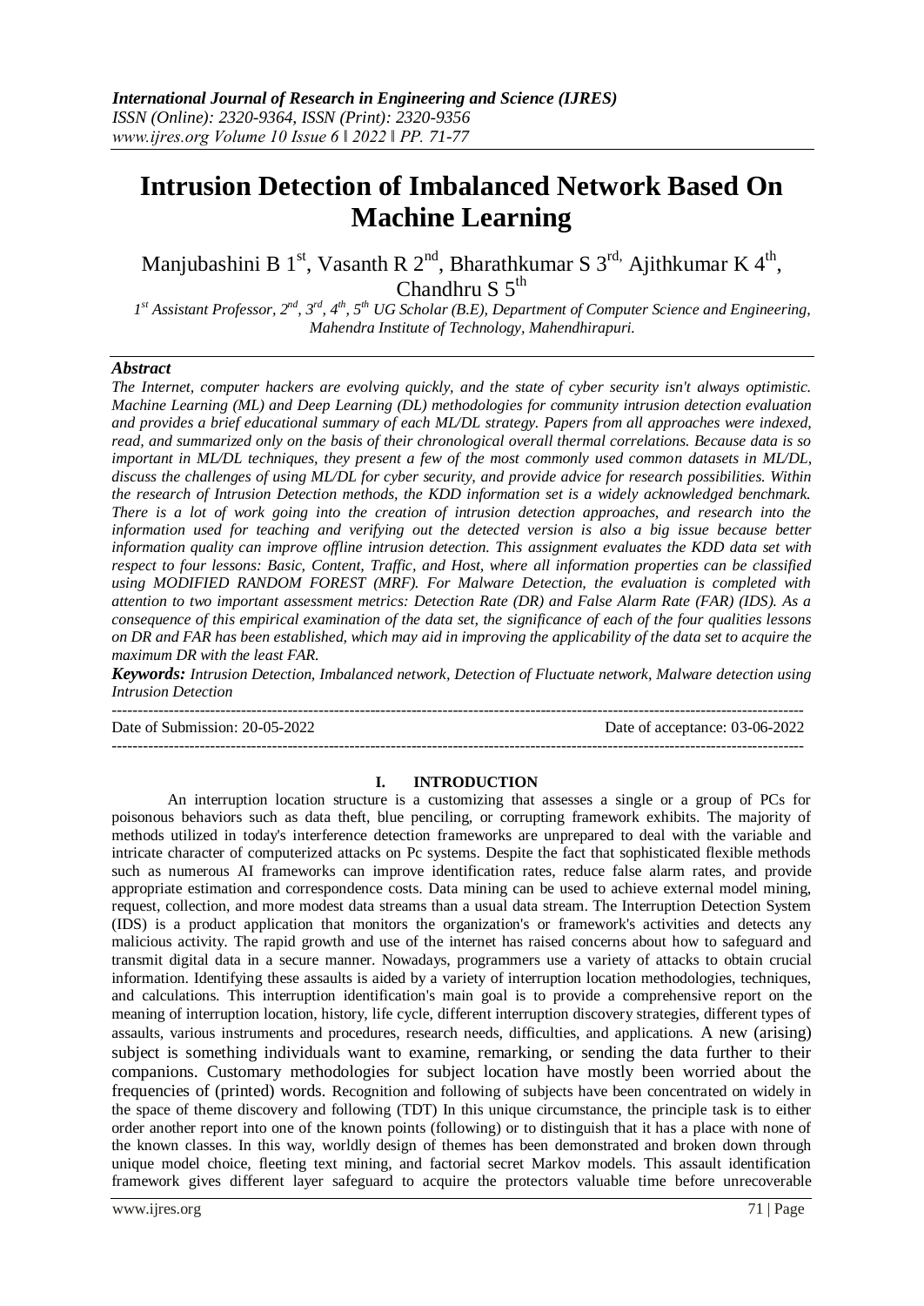# Intrusion Detection of Imbalanced Network Based On Machine Learning

Manjubashini B 1[st], Vasanth R 2[nd], Bharathkumar S 3[rd], Ajithkumar K 4[th], Chandhru S 5[th]

*1[st] Assistant Professor, 2[nd], 3[rd], 4[th], 5[th] UG Scholar (B.E), Department of Computer Science and Engineering, Mahendra Institute of Technology, Mahendhirapuri.*

## *Abstract*

*The Internet, computer hackers are evolving quickly, and the state of cyber security isn't always optimistic. Machine Learning (ML) and Deep Learning (DL) methodologies for community intrusion detection evaluation and provides a brief educational summary of each ML/DL strategy. Papers from all approaches were indexed, read, and summarized only on the basis of their chronological overall thermal correlations. Because data is so important in ML/DL techniques, they present a few of the most commonly used common datasets in ML/DL, discuss the challenges of using ML/DL for cyber security, and provide advice for research possibilities. Within the research of Intrusion Detection methods, the KDD information set is a widely acknowledged benchmark. There is a lot of work going into the creation of intrusion detection approaches, and research into the information used for teaching and verifying out the detected version is also a big issue because better information quality can improve offline intrusion detection. This assignment evaluates the KDD data set with respect to four lessons: Basic, Content, Traffic, and Host, where all information properties can be classified using MODIFIED RANDOM FOREST (MRF). For Malware Detection, the evaluation is completed with attention to two important assessment metrics: Detection Rate (DR) and False Alarm Rate (FAR) (IDS). As a consequence of this empirical examination of the data set, the significance of each of the four qualities lessons on DR and FAR has been established, which may aid in improving the applicability of the data set to acquire the maximum DR with the least FAR.*

***Keywords:*** *Intrusion Detection, Imbalanced network, Detection of Fluctuate network, Malware detection using Intrusion Detection*

---

Date of Submission: 20-05-2022 Date of acceptance: 03-06-2022

---

## I. INTRODUCTION

An interruption location structure is a customizing that assesses a single or a group of PCs for poisonous behaviors such as data theft, blue penciling, or corrupting framework exhibits. The majority of methods utilized in today's interference detection frameworks are unprepared to deal with the variable and intricate character of computerized attacks on Pc systems. Despite the fact that sophisticated flexible methods such as numerous AI frameworks can improve identification rates, reduce false alarm rates, and provide appropriate estimation and correspondence costs. Data mining can be used to achieve external model mining, request, collection, and more modest data streams than a usual data stream. The Interruption Detection System (IDS) is a product application that monitors the organization's or framework's activities and detects any malicious activity. The rapid growth and use of the internet has raised concerns about how to safeguard and transmit digital data in a secure manner. Nowadays, programmers use a variety of attacks to obtain crucial information. Identifying these assaults is aided by a variety of interruption location methodologies, techniques, and calculations. This interruption identification's main goal is to provide a comprehensive report on the meaning of interruption location, history, life cycle, different interruption discovery strategies, different types of assaults, various instruments and procedures, research needs, difficulties, and applications. A new (arising) subject is something individuals want to examine, remarking, or sending the data further to their companions. Customary methodologies for subject location have mostly been worried about the frequencies of (printed) words. Recognition and following of subjects have been concentrated on widely in the space of theme discovery and following (TDT) In this unique circumstance, the principle task is to either order another report into one of the known points (following) or to distinguish that it has a place with none of the known classes. In this way, worldly design of themes has been demonstrated and broken down through unique model choice, fleeting text mining, and factorial secret Markov models. This assault identification framework gives different layer safeguard to acquire the protectors valuable time before unrecoverable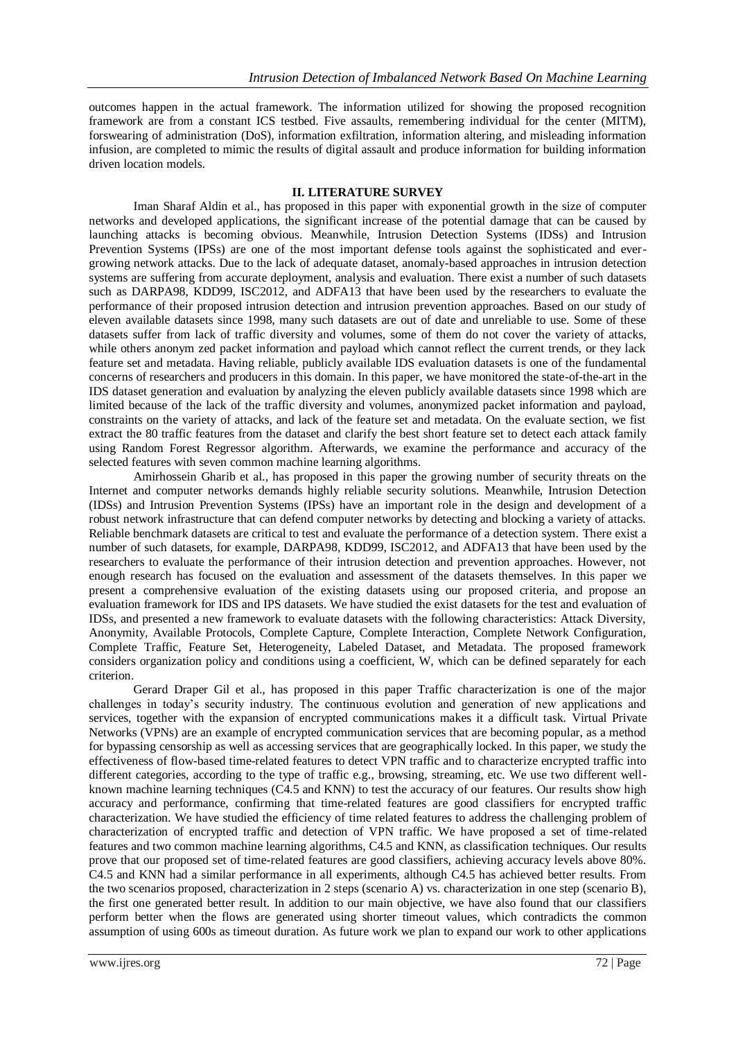outcomes happen in the actual framework. The information utilized for showing the proposed recognition framework are from a constant ICS testbed. Five assaults, remembering individual for the center (MITM), forswearing of administration (DoS), information exfiltration, information altering, and misleading information infusion, are completed to mimic the results of digital assault and produce information for building information driven location models.

## II. LITERATURE SURVEY

Iman Sharaf Aldin et al., has proposed in this paper with exponential growth in the size of computer networks and developed applications, the significant increase of the potential damage that can be caused by launching attacks is becoming obvious. Meanwhile, Intrusion Detection Systems (IDSs) and Intrusion Prevention Systems (IPSs) are one of the most important defense tools against the sophisticated and ever-growing network attacks. Due to the lack of adequate dataset, anomaly-based approaches in intrusion detection systems are suffering from accurate deployment, analysis and evaluation. There exist a number of such datasets such as DARPA98, KDD99, ISC2012, and ADFA13 that have been used by the researchers to evaluate the performance of their proposed intrusion detection and intrusion prevention approaches. Based on our study of eleven available datasets since 1998, many such datasets are out of date and unreliable to use. Some of these datasets suffer from lack of traffic diversity and volumes, some of them do not cover the variety of attacks, while others anonym zed packet information and payload which cannot reflect the current trends, or they lack feature set and metadata. Having reliable, publicly available IDS evaluation datasets is one of the fundamental concerns of researchers and producers in this domain. In this paper, we have monitored the state-of-the-art in the IDS dataset generation and evaluation by analyzing the eleven publicly available datasets since 1998 which are limited because of the lack of the traffic diversity and volumes, anonymized packet information and payload, constraints on the variety of attacks, and lack of the feature set and metadata. On the evaluate section, we fist extract the 80 traffic features from the dataset and clarify the best short feature set to detect each attack family using Random Forest Regressor algorithm. Afterwards, we examine the performance and accuracy of the selected features with seven common machine learning algorithms.

Amirhossein Gharib et al., has proposed in this paper the growing number of security threats on the Internet and computer networks demands highly reliable security solutions. Meanwhile, Intrusion Detection (IDSs) and Intrusion Prevention Systems (IPSs) have an important role in the design and development of a robust network infrastructure that can defend computer networks by detecting and blocking a variety of attacks. Reliable benchmark datasets are critical to test and evaluate the performance of a detection system. There exist a number of such datasets, for example, DARPA98, KDD99, ISC2012, and ADFA13 that have been used by the researchers to evaluate the performance of their intrusion detection and prevention approaches. However, not enough research has focused on the evaluation and assessment of the datasets themselves. In this paper we present a comprehensive evaluation of the existing datasets using our proposed criteria, and propose an evaluation framework for IDS and IPS datasets. We have studied the exist datasets for the test and evaluation of IDSs, and presented a new framework to evaluate datasets with the following characteristics: Attack Diversity, Anonymity, Available Protocols, Complete Capture, Complete Interaction, Complete Network Configuration, Complete Traffic, Feature Set, Heterogeneity, Labeled Dataset, and Metadata. The proposed framework considers organization policy and conditions using a coefficient, W, which can be defined separately for each criterion.

Gerard Draper Gil et al., has proposed in this paper Traffic characterization is one of the major challenges in today's security industry. The continuous evolution and generation of new applications and services, together with the expansion of encrypted communications makes it a difficult task. Virtual Private Networks (VPNs) are an example of encrypted communication services that are becoming popular, as a method for bypassing censorship as well as accessing services that are geographically locked. In this paper, we study the effectiveness of flow-based time-related features to detect VPN traffic and to characterize encrypted traffic into different categories, according to the type of traffic e.g., browsing, streaming, etc. We use two different well-known machine learning techniques (C4.5 and KNN) to test the accuracy of our features. Our results show high accuracy and performance, confirming that time-related features are good classifiers for encrypted traffic characterization. We have studied the efficiency of time related features to address the challenging problem of characterization of encrypted traffic and detection of VPN traffic. We have proposed a set of time-related features and two common machine learning algorithms, C4.5 and KNN, as classification techniques. Our results prove that our proposed set of time-related features are good classifiers, achieving accuracy levels above 80%. C4.5 and KNN had a similar performance in all experiments, although C4.5 has achieved better results. From the two scenarios proposed, characterization in 2 steps (scenario A) vs. characterization in one step (scenario B), the first one generated better result. In addition to our main objective, we have also found that our classifiers perform better when the flows are generated using shorter timeout values, which contradicts the common assumption of using 600s as timeout duration. As future work we plan to expand our work to other applications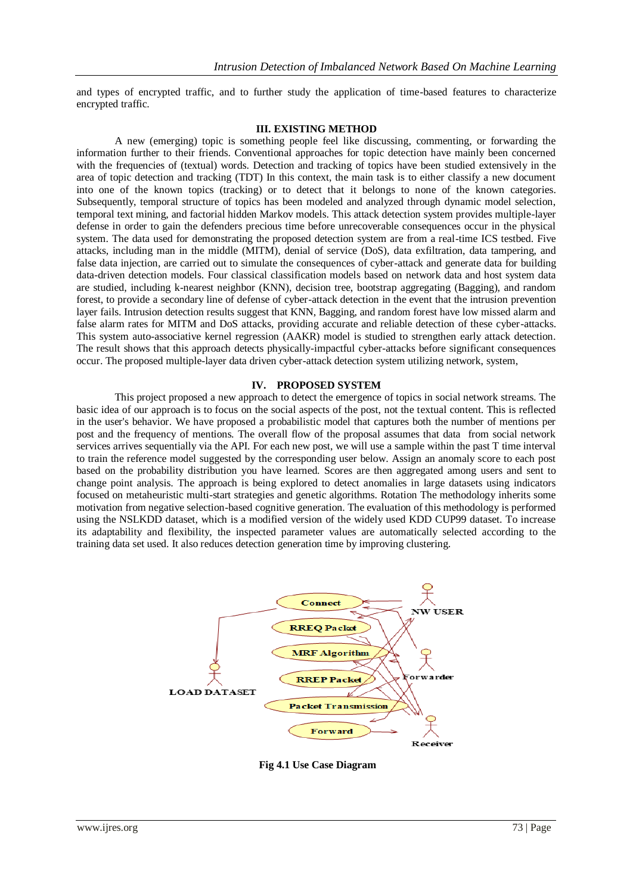and types of encrypted traffic, and to further study the application of time-based features to characterize encrypted traffic.

## III. EXISTING METHOD

A new (emerging) topic is something people feel like discussing, commenting, or forwarding the information further to their friends. Conventional approaches for topic detection have mainly been concerned with the frequencies of (textual) words. Detection and tracking of topics have been studied extensively in the area of topic detection and tracking (TDT) In this context, the main task is to either classify a new document into one of the known topics (tracking) or to detect that it belongs to none of the known categories. Subsequently, temporal structure of topics has been modeled and analyzed through dynamic model selection, temporal text mining, and factorial hidden Markov models. This attack detection system provides multiple-layer defense in order to gain the defenders precious time before unrecoverable consequences occur in the physical system. The data used for demonstrating the proposed detection system are from a real-time ICS testbed. Five attacks, including man in the middle (MITM), denial of service (DoS), data exfiltration, data tampering, and false data injection, are carried out to simulate the consequences of cyber-attack and generate data for building data-driven detection models. Four classical classification models based on network data and host system data are studied, including k-nearest neighbor (KNN), decision tree, bootstrap aggregating (Bagging), and random forest, to provide a secondary line of defense of cyber-attack detection in the event that the intrusion prevention layer fails. Intrusion detection results suggest that KNN, Bagging, and random forest have low missed alarm and false alarm rates for MITM and DoS attacks, providing accurate and reliable detection of these cyber-attacks. This system auto-associative kernel regression (AAKR) model is studied to strengthen early attack detection. The result shows that this approach detects physically-impactful cyber-attacks before significant consequences occur. The proposed multiple-layer data driven cyber-attack detection system utilizing network, system,

## IV. PROPOSED SYSTEM

This project proposed a new approach to detect the emergence of topics in social network streams. The basic idea of our approach is to focus on the social aspects of the post, not the textual content. This is reflected in the user's behavior. We have proposed a probabilistic model that captures both the number of mentions per post and the frequency of mentions. The overall flow of the proposal assumes that data from social network services arrives sequentially via the API. For each new post, we will use a sample within the past T time interval to train the reference model suggested by the corresponding user below. Assign an anomaly score to each post based on the probability distribution you have learned. Scores are then aggregated among users and sent to change point analysis. The approach is being explored to detect anomalies in large datasets using indicators focused on metaheuristic multi-start strategies and genetic algorithms. Rotation The methodology inherits some motivation from negative selection-based cognitive generation. The evaluation of this methodology is performed using the NSLKDD dataset, which is a modified version of the widely used KDD CUP99 dataset. To increase its adaptability and flexibility, the inspected parameter values are automatically selected according to the training data set used. It also reduces detection generation time by improving clustering.

**Fig 4.1 Use Case Diagram**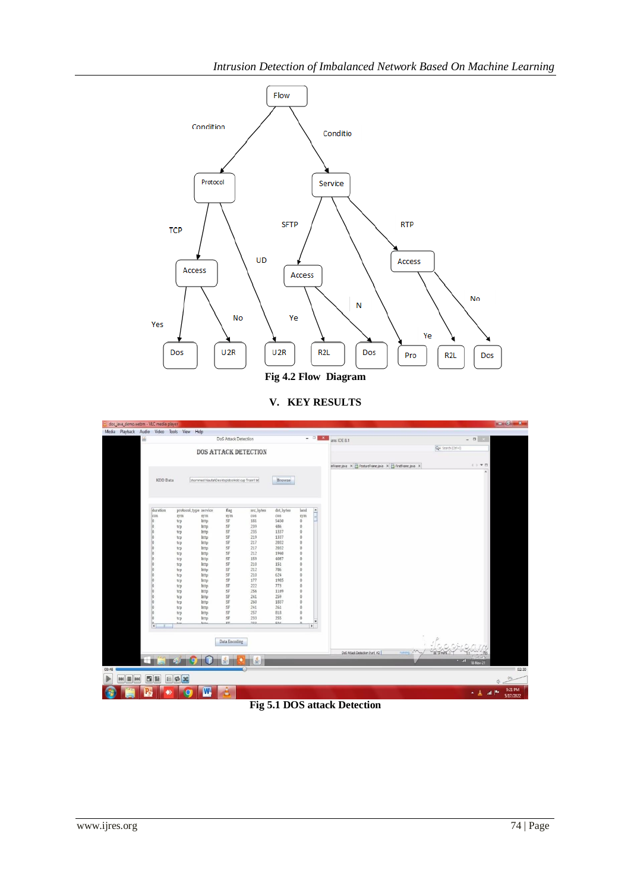Fig 4.2 Flow Diagram

## V. KEY RESULTS

Fig 5.1 DOS attack Detection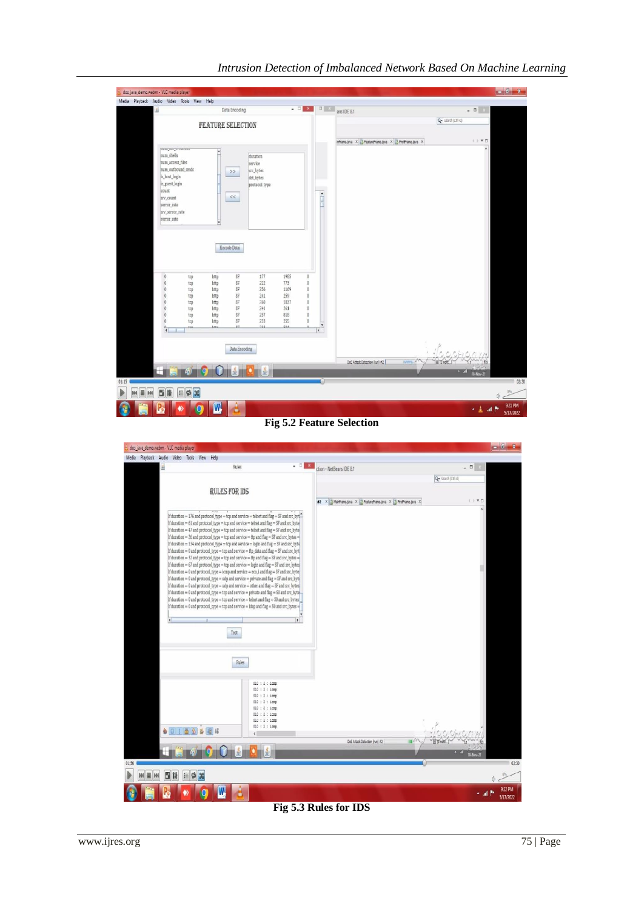Fig 5.2 Feature Selection

Fig 5.3 Rules for IDS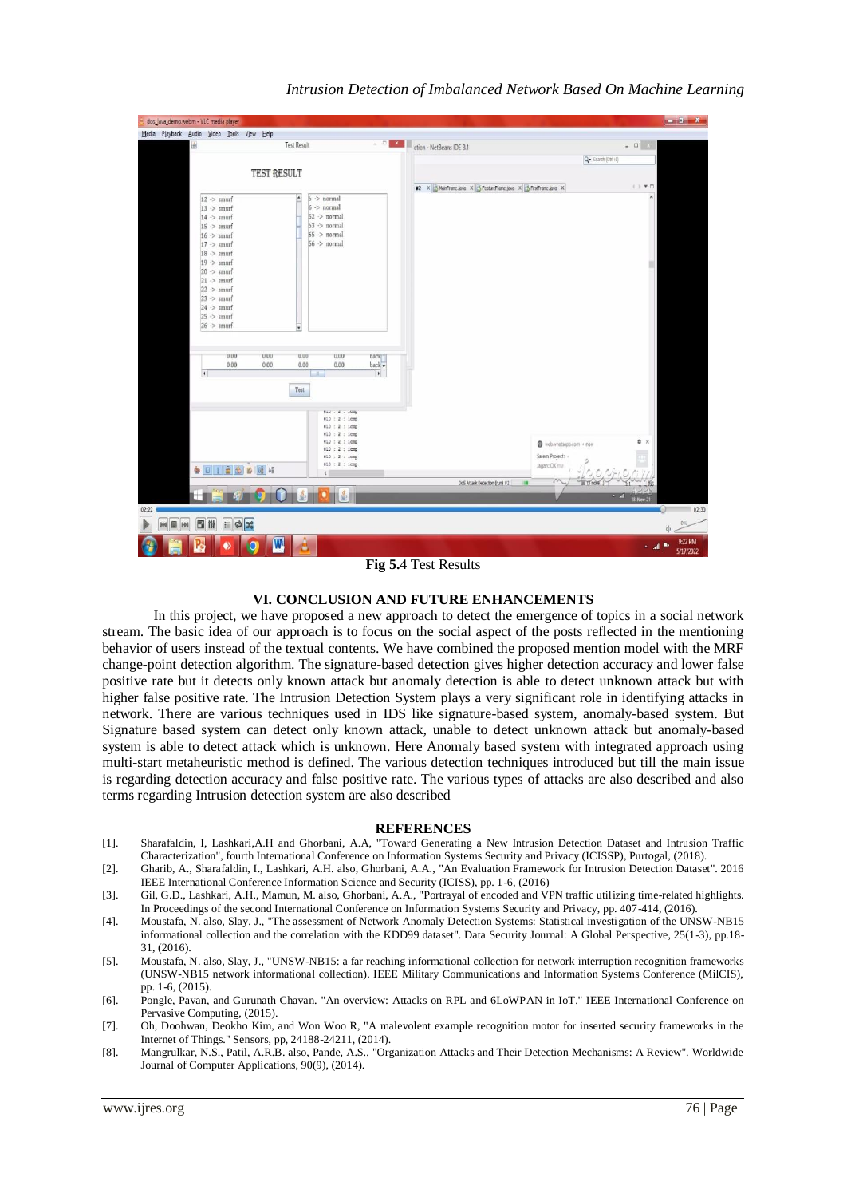**Fig 5.**4 Test Results

## VI. CONCLUSION AND FUTURE ENHANCEMENTS

In this project, we have proposed a new approach to detect the emergence of topics in a social network stream. The basic idea of our approach is to focus on the social aspect of the posts reflected in the mentioning behavior of users instead of the textual contents. We have combined the proposed mention model with the MRF change-point detection algorithm. The signature-based detection gives higher detection accuracy and lower false positive rate but it detects only known attack but anomaly detection is able to detect unknown attack but with higher false positive rate. The Intrusion Detection System plays a very significant role in identifying attacks in network. There are various techniques used in IDS like signature-based system, anomaly-based system. But Signature based system can detect only known attack, unable to detect unknown attack but anomaly-based system is able to detect attack which is unknown. Here Anomaly based system with integrated approach using multi-start metaheuristic method is defined. The various detection techniques introduced but till the main issue is regarding detection accuracy and false positive rate. The various types of attacks are also described and also terms regarding Intrusion detection system are also described

## REFERENCES

[1]. Sharafaldin, I, Lashkari,A.H and Ghorbani, A.A, "Toward Generating a New Intrusion Detection Dataset and Intrusion Traffic Characterization", fourth International Conference on Information Systems Security and Privacy (ICISSP), Purtogal, (2018).

[2]. Gharib, A., Sharafaldin, I., Lashkari, A.H. also, Ghorbani, A.A., "An Evaluation Framework for Intrusion Detection Dataset". 2016 IEEE International Conference Information Science and Security (ICISS), pp. 1-6, (2016)

[3]. Gil, G.D., Lashkari, A.H., Mamun, M. also, Ghorbani, A.A., "Portrayal of encoded and VPN traffic utilizing time-related highlights. In Proceedings of the second International Conference on Information Systems Security and Privacy, pp. 407-414, (2016).

[4]. Moustafa, N. also, Slay, J., "The assessment of Network Anomaly Detection Systems: Statistical investigation of the UNSW-NB15 informational collection and the correlation with the KDD99 dataset". Data Security Journal: A Global Perspective, 25(1-3), pp.18-31, (2016).

[5]. Moustafa, N. also, Slay, J., "UNSW-NB15: a far reaching informational collection for network interruption recognition frameworks (UNSW-NB15 network informational collection). IEEE Military Communications and Information Systems Conference (MilCIS), pp. 1-6, (2015).

[6]. Pongle, Pavan, and Gurunath Chavan. "An overview: Attacks on RPL and 6LoWPAN in IoT." IEEE International Conference on Pervasive Computing, (2015).

[7]. Oh, Doohwan, Deokho Kim, and Won Woo R, "A malevolent example recognition motor for inserted security frameworks in the Internet of Things." Sensors, pp, 24188-24211, (2014).

[8]. Mangrulkar, N.S., Patil, A.R.B. also, Pande, A.S., "Organization Attacks and Their Detection Mechanisms: A Review". Worldwide Journal of Computer Applications, 90(9), (2014).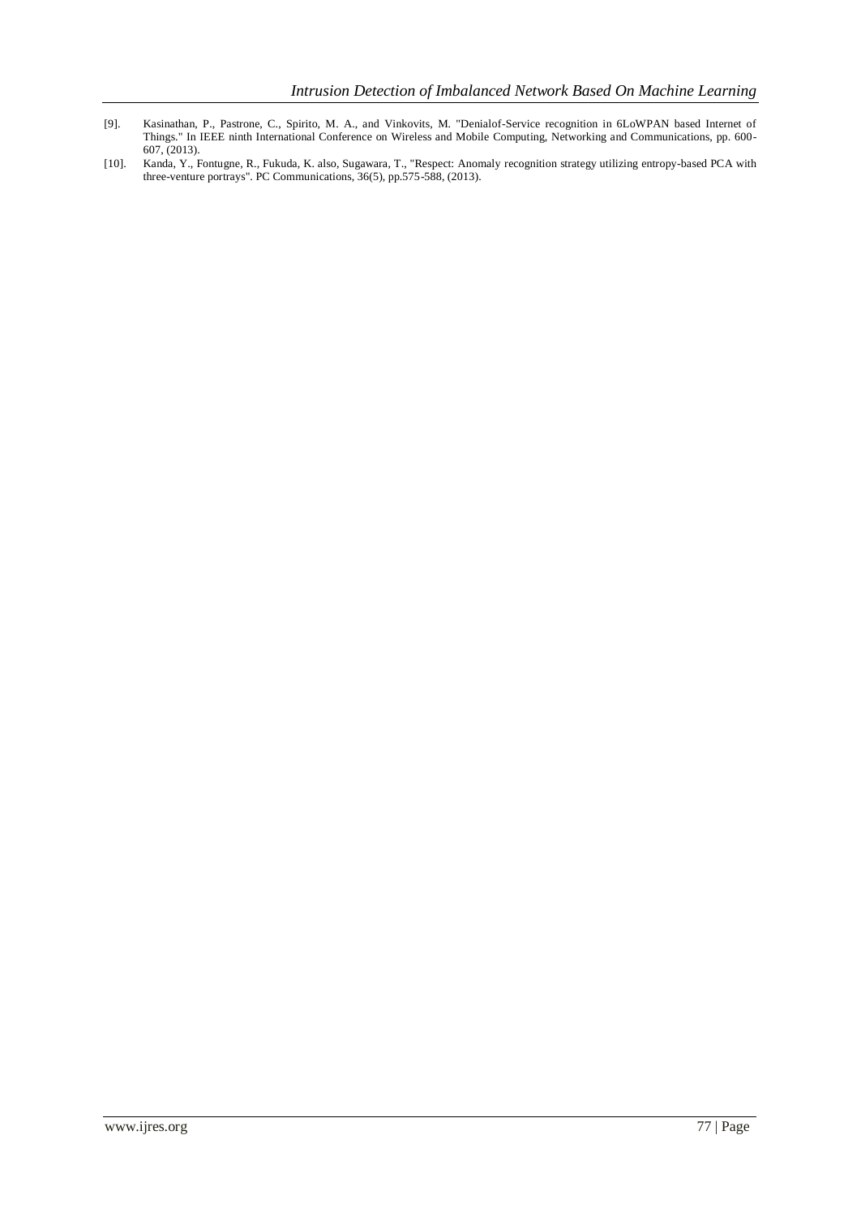[9]. Kasinathan, P., Pastrone, C., Spirito, M. A., and Vinkovits, M. "Denialof-Service recognition in 6LoWPAN based Internet of Things." In IEEE ninth International Conference on Wireless and Mobile Computing, Networking and Communications, pp. 600-607, (2013).

[10]. Kanda, Y., Fontugne, R., Fukuda, K. also, Sugawara, T., "Respect: Anomaly recognition strategy utilizing entropy-based PCA with three-venture portrays". PC Communications, 36(5), pp.575-588, (2013).